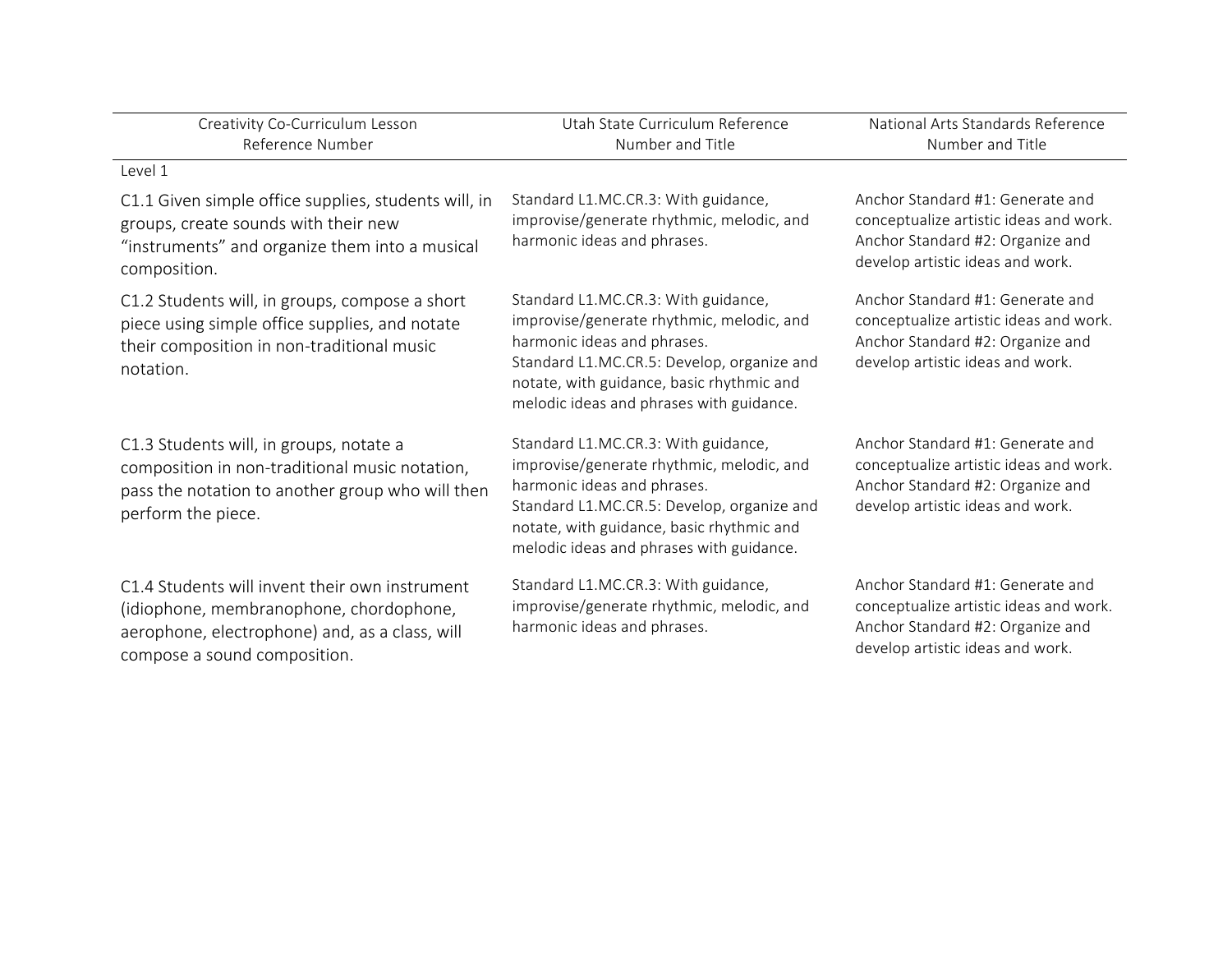| Creativity Co-Curriculum Lesson Reference Number | Utah State Curriculum Reference Number and Title | National Arts Standards Reference Number and Title |
|---|---|---|
| Level 1 | | |
| C1.1 Given simple office supplies, students will, in groups, create sounds with their new "instruments" and organize them into a musical composition. | Standard L1.MC.CR.3: With guidance, improvise/generate rhythmic, melodic, and harmonic ideas and phrases. | Anchor Standard #1: Generate and conceptualize artistic ideas and work. Anchor Standard #2: Organize and develop artistic ideas and work. |
| C1.2 Students will, in groups, compose a short piece using simple office supplies, and notate their composition in non-traditional music notation. | Standard L1.MC.CR.3: With guidance, improvise/generate rhythmic, melodic, and harmonic ideas and phrases. Standard L1.MC.CR.5: Develop, organize and notate, with guidance, basic rhythmic and melodic ideas and phrases with guidance. | Anchor Standard #1: Generate and conceptualize artistic ideas and work. Anchor Standard #2: Organize and develop artistic ideas and work. |
| C1.3 Students will, in groups, notate a composition in non-traditional music notation, pass the notation to another group who will then perform the piece. | Standard L1.MC.CR.3: With guidance, improvise/generate rhythmic, melodic, and harmonic ideas and phrases. Standard L1.MC.CR.5: Develop, organize and notate, with guidance, basic rhythmic and melodic ideas and phrases with guidance. | Anchor Standard #1: Generate and conceptualize artistic ideas and work. Anchor Standard #2: Organize and develop artistic ideas and work. |
| C1.4 Students will invent their own instrument (idiophone, membranophone, chordophone, aerophone, electrophone) and, as a class, will compose a sound composition. | Standard L1.MC.CR.3: With guidance, improvise/generate rhythmic, melodic, and harmonic ideas and phrases. | Anchor Standard #1: Generate and conceptualize artistic ideas and work. Anchor Standard #2: Organize and develop artistic ideas and work. |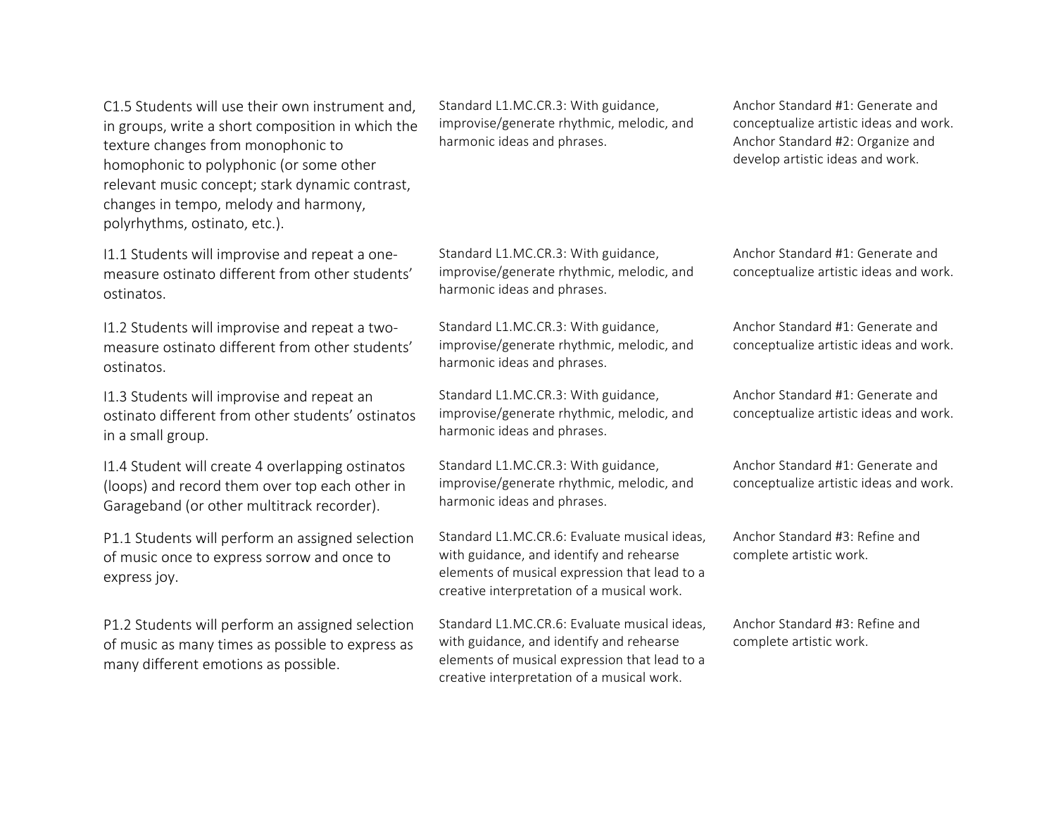| | | |
|---|---|---|
| C1.5 Students will use their own instrument and, in groups, write a short composition in which the texture changes from monophonic to homophonic to polyphonic (or some other relevant music concept; stark dynamic contrast, changes in tempo, melody and harmony, polyrhythms, ostinato, etc.). | Standard L1.MC.CR.3: With guidance, improvise/generate rhythmic, melodic, and harmonic ideas and phrases. | Anchor Standard #1: Generate and conceptualize artistic ideas and work. Anchor Standard #2: Organize and develop artistic ideas and work. |
| I1.1 Students will improvise and repeat a one-measure ostinato different from other students' ostinatos. | Standard L1.MC.CR.3: With guidance, improvise/generate rhythmic, melodic, and harmonic ideas and phrases. | Anchor Standard #1: Generate and conceptualize artistic ideas and work. |
| I1.2 Students will improvise and repeat a two-measure ostinato different from other students' ostinatos. | Standard L1.MC.CR.3: With guidance, improvise/generate rhythmic, melodic, and harmonic ideas and phrases. | Anchor Standard #1: Generate and conceptualize artistic ideas and work. |
| I1.3 Students will improvise and repeat an ostinato different from other students' ostinatos in a small group. | Standard L1.MC.CR.3: With guidance, improvise/generate rhythmic, melodic, and harmonic ideas and phrases. | Anchor Standard #1: Generate and conceptualize artistic ideas and work. |
| I1.4 Student will create 4 overlapping ostinatos (loops) and record them over top each other in Garageband (or other multitrack recorder). | Standard L1.MC.CR.3: With guidance, improvise/generate rhythmic, melodic, and harmonic ideas and phrases. | Anchor Standard #1: Generate and conceptualize artistic ideas and work. |
| P1.1 Students will perform an assigned selection of music once to express sorrow and once to express joy. | Standard L1.MC.CR.6: Evaluate musical ideas, with guidance, and identify and rehearse elements of musical expression that lead to a creative interpretation of a musical work. | Anchor Standard #3: Refine and complete artistic work. |
| P1.2 Students will perform an assigned selection of music as many times as possible to express as many different emotions as possible. | Standard L1.MC.CR.6: Evaluate musical ideas, with guidance, and identify and rehearse elements of musical expression that lead to a creative interpretation of a musical work. | Anchor Standard #3: Refine and complete artistic work. |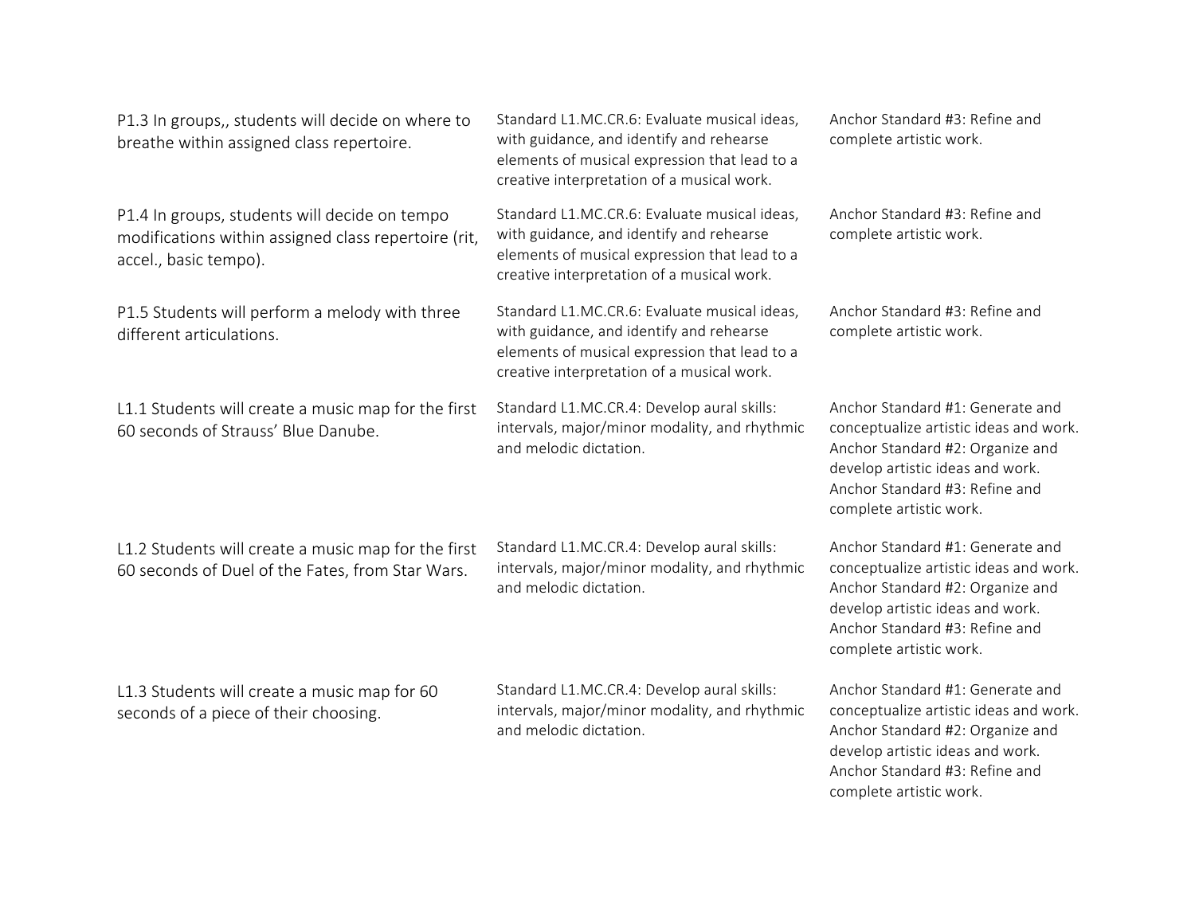| | | |
|---|---|---|
| P1.3 In groups,, students will decide on where to breathe within assigned class repertoire. | Standard L1.MC.CR.6: Evaluate musical ideas, with guidance, and identify and rehearse elements of musical expression that lead to a creative interpretation of a musical work. | Anchor Standard #3: Refine and complete artistic work. |
| P1.4 In groups, students will decide on tempo modifications within assigned class repertoire (rit, accel., basic tempo). | Standard L1.MC.CR.6: Evaluate musical ideas, with guidance, and identify and rehearse elements of musical expression that lead to a creative interpretation of a musical work. | Anchor Standard #3: Refine and complete artistic work. |
| P1.5 Students will perform a melody with three different articulations. | Standard L1.MC.CR.6: Evaluate musical ideas, with guidance, and identify and rehearse elements of musical expression that lead to a creative interpretation of a musical work. | Anchor Standard #3: Refine and complete artistic work. |
| L1.1 Students will create a music map for the first 60 seconds of Strauss' Blue Danube. | Standard L1.MC.CR.4: Develop aural skills: intervals, major/minor modality, and rhythmic and melodic dictation. | Anchor Standard #1: Generate and conceptualize artistic ideas and work. Anchor Standard #2: Organize and develop artistic ideas and work. Anchor Standard #3: Refine and complete artistic work. |
| L1.2 Students will create a music map for the first 60 seconds of Duel of the Fates, from Star Wars. | Standard L1.MC.CR.4: Develop aural skills: intervals, major/minor modality, and rhythmic and melodic dictation. | Anchor Standard #1: Generate and conceptualize artistic ideas and work. Anchor Standard #2: Organize and develop artistic ideas and work. Anchor Standard #3: Refine and complete artistic work. |
| L1.3 Students will create a music map for 60 seconds of a piece of their choosing. | Standard L1.MC.CR.4: Develop aural skills: intervals, major/minor modality, and rhythmic and melodic dictation. | Anchor Standard #1: Generate and conceptualize artistic ideas and work. Anchor Standard #2: Organize and develop artistic ideas and work. Anchor Standard #3: Refine and complete artistic work. |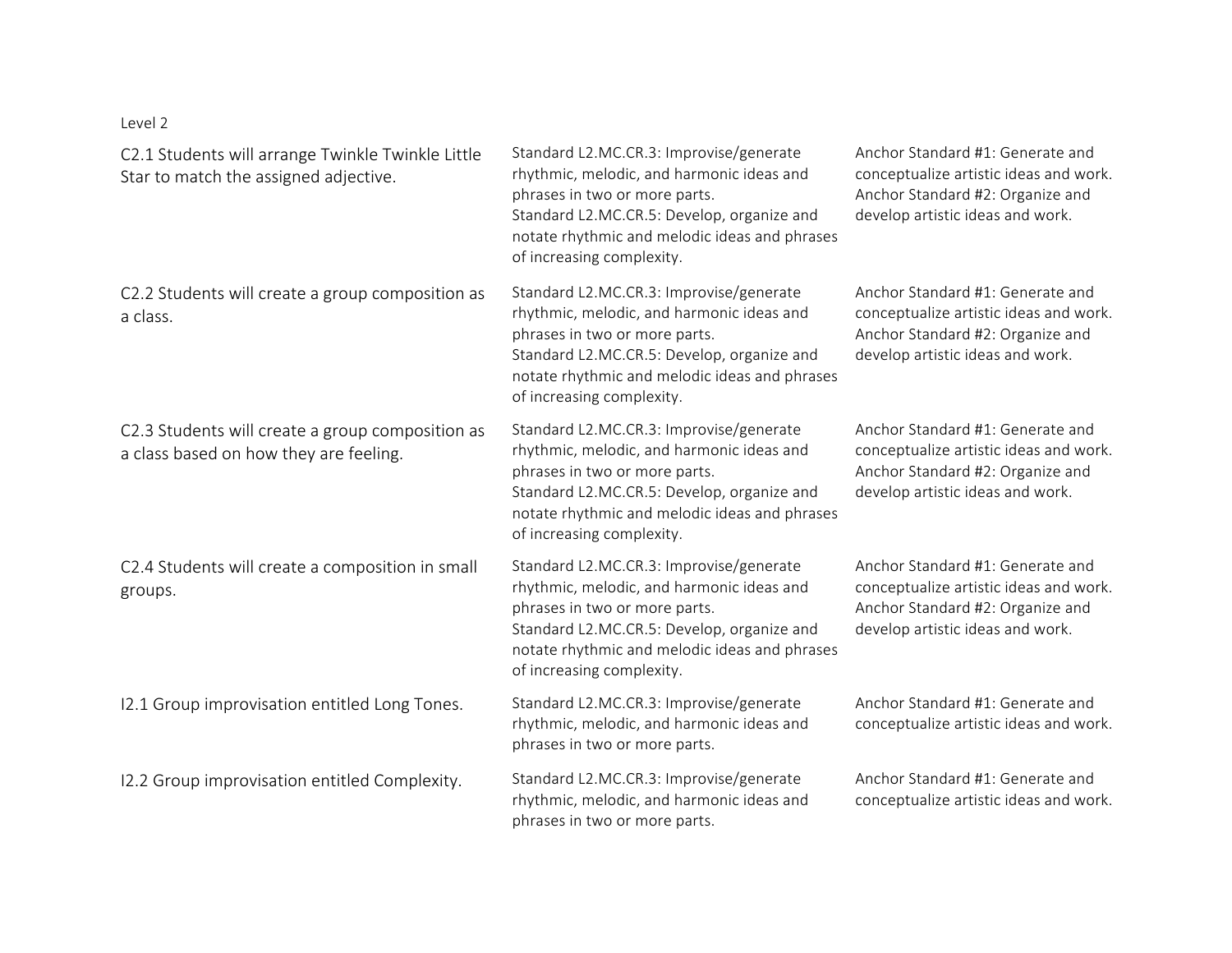Level 2

| | | |
|---|---|---|
| C2.1 Students will arrange Twinkle Twinkle Little Star to match the assigned adjective. | Standard L2.MC.CR.3: Improvise/generate rhythmic, melodic, and harmonic ideas and phrases in two or more parts.<br>Standard L2.MC.CR.5: Develop, organize and notate rhythmic and melodic ideas and phrases of increasing complexity. | Anchor Standard #1: Generate and conceptualize artistic ideas and work.<br>Anchor Standard #2: Organize and develop artistic ideas and work. |
| C2.2 Students will create a group composition as a class. | Standard L2.MC.CR.3: Improvise/generate rhythmic, melodic, and harmonic ideas and phrases in two or more parts.<br>Standard L2.MC.CR.5: Develop, organize and notate rhythmic and melodic ideas and phrases of increasing complexity. | Anchor Standard #1: Generate and conceptualize artistic ideas and work.<br>Anchor Standard #2: Organize and develop artistic ideas and work. |
| C2.3 Students will create a group composition as a class based on how they are feeling. | Standard L2.MC.CR.3: Improvise/generate rhythmic, melodic, and harmonic ideas and phrases in two or more parts.<br>Standard L2.MC.CR.5: Develop, organize and notate rhythmic and melodic ideas and phrases of increasing complexity. | Anchor Standard #1: Generate and conceptualize artistic ideas and work.<br>Anchor Standard #2: Organize and develop artistic ideas and work. |
| C2.4 Students will create a composition in small groups. | Standard L2.MC.CR.3: Improvise/generate rhythmic, melodic, and harmonic ideas and phrases in two or more parts.<br>Standard L2.MC.CR.5: Develop, organize and notate rhythmic and melodic ideas and phrases of increasing complexity. | Anchor Standard #1: Generate and conceptualize artistic ideas and work.<br>Anchor Standard #2: Organize and develop artistic ideas and work. |
| I2.1 Group improvisation entitled Long Tones. | Standard L2.MC.CR.3: Improvise/generate rhythmic, melodic, and harmonic ideas and phrases in two or more parts. | Anchor Standard #1: Generate and conceptualize artistic ideas and work. |
| I2.2 Group improvisation entitled Complexity. | Standard L2.MC.CR.3: Improvise/generate rhythmic, melodic, and harmonic ideas and phrases in two or more parts. | Anchor Standard #1: Generate and conceptualize artistic ideas and work. |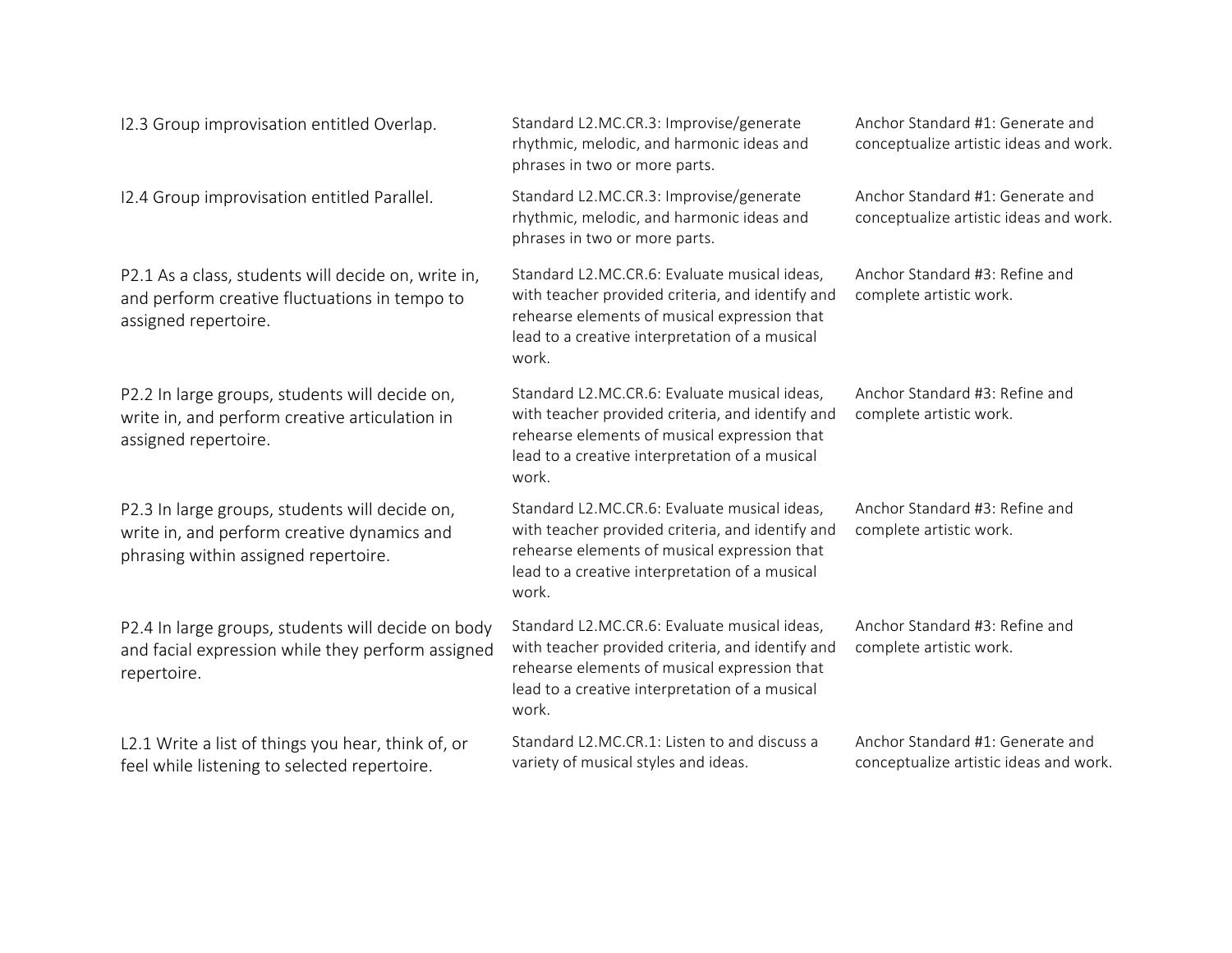| | | |
|---|---|---|
| I2.3 Group improvisation entitled Overlap. | Standard L2.MC.CR.3: Improvise/generate rhythmic, melodic, and harmonic ideas and phrases in two or more parts. | Anchor Standard #1: Generate and conceptualize artistic ideas and work. |
| I2.4 Group improvisation entitled Parallel. | Standard L2.MC.CR.3: Improvise/generate rhythmic, melodic, and harmonic ideas and phrases in two or more parts. | Anchor Standard #1: Generate and conceptualize artistic ideas and work. |
| P2.1 As a class, students will decide on, write in, and perform creative fluctuations in tempo to assigned repertoire. | Standard L2.MC.CR.6: Evaluate musical ideas, with teacher provided criteria, and identify and rehearse elements of musical expression that lead to a creative interpretation of a musical work. | Anchor Standard #3: Refine and complete artistic work. |
| P2.2 In large groups, students will decide on, write in, and perform creative articulation in assigned repertoire. | Standard L2.MC.CR.6: Evaluate musical ideas, with teacher provided criteria, and identify and rehearse elements of musical expression that lead to a creative interpretation of a musical work. | Anchor Standard #3: Refine and complete artistic work. |
| P2.3 In large groups, students will decide on, write in, and perform creative dynamics and phrasing within assigned repertoire. | Standard L2.MC.CR.6: Evaluate musical ideas, with teacher provided criteria, and identify and rehearse elements of musical expression that lead to a creative interpretation of a musical work. | Anchor Standard #3: Refine and complete artistic work. |
| P2.4 In large groups, students will decide on body and facial expression while they perform assigned repertoire. | Standard L2.MC.CR.6: Evaluate musical ideas, with teacher provided criteria, and identify and rehearse elements of musical expression that lead to a creative interpretation of a musical work. | Anchor Standard #3: Refine and complete artistic work. |
| L2.1 Write a list of things you hear, think of, or feel while listening to selected repertoire. | Standard L2.MC.CR.1: Listen to and discuss a variety of musical styles and ideas. | Anchor Standard #1: Generate and conceptualize artistic ideas and work. |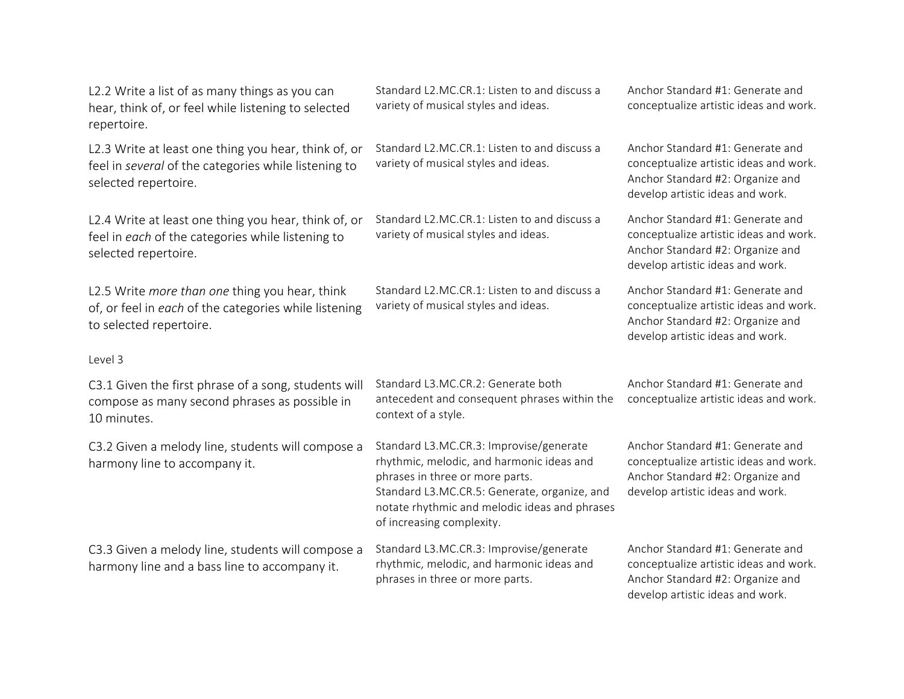| | | |
|---|---|---|
| L2.2 Write a list of as many things as you can hear, think of, or feel while listening to selected repertoire. | Standard L2.MC.CR.1: Listen to and discuss a variety of musical styles and ideas. | Anchor Standard #1: Generate and conceptualize artistic ideas and work. |
| L2.3 Write at least one thing you hear, think of, or feel in *several* of the categories while listening to selected repertoire. | Standard L2.MC.CR.1: Listen to and discuss a variety of musical styles and ideas. | Anchor Standard #1: Generate and conceptualize artistic ideas and work. Anchor Standard #2: Organize and develop artistic ideas and work. |
| L2.4 Write at least one thing you hear, think of, or feel in *each* of the categories while listening to selected repertoire. | Standard L2.MC.CR.1: Listen to and discuss a variety of musical styles and ideas. | Anchor Standard #1: Generate and conceptualize artistic ideas and work. Anchor Standard #2: Organize and develop artistic ideas and work. |
| L2.5 Write *more than one* thing you hear, think of, or feel in *each* of the categories while listening to selected repertoire. | Standard L2.MC.CR.1: Listen to and discuss a variety of musical styles and ideas. | Anchor Standard #1: Generate and conceptualize artistic ideas and work. Anchor Standard #2: Organize and develop artistic ideas and work. |
| Level 3 | | |
| C3.1 Given the first phrase of a song, students will compose as many second phrases as possible in 10 minutes. | Standard L3.MC.CR.2: Generate both antecedent and consequent phrases within the context of a style. | Anchor Standard #1: Generate and conceptualize artistic ideas and work. |
| C3.2 Given a melody line, students will compose a harmony line to accompany it. | Standard L3.MC.CR.3: Improvise/generate rhythmic, melodic, and harmonic ideas and phrases in three or more parts. Standard L3.MC.CR.5: Generate, organize, and notate rhythmic and melodic ideas and phrases of increasing complexity. | Anchor Standard #1: Generate and conceptualize artistic ideas and work. Anchor Standard #2: Organize and develop artistic ideas and work. |
| C3.3 Given a melody line, students will compose a harmony line and a bass line to accompany it. | Standard L3.MC.CR.3: Improvise/generate rhythmic, melodic, and harmonic ideas and phrases in three or more parts. | Anchor Standard #1: Generate and conceptualize artistic ideas and work. Anchor Standard #2: Organize and develop artistic ideas and work. |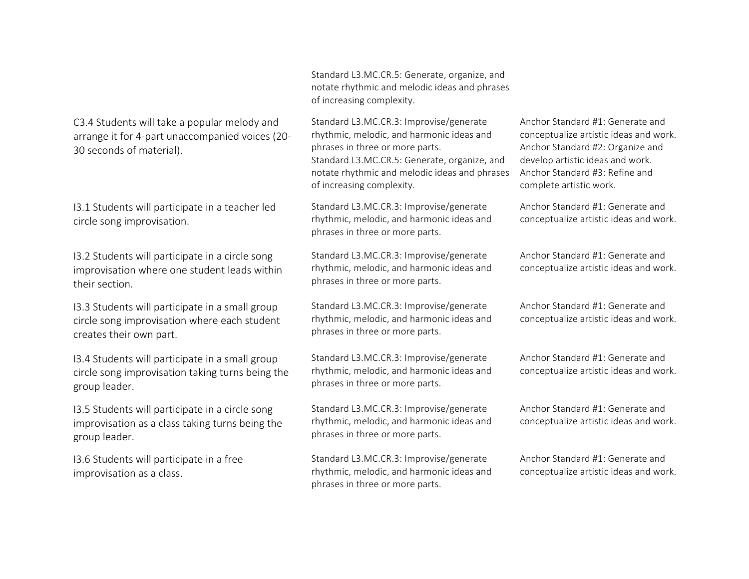| | | |
|---|---|---|
| | Standard L3.MC.CR.5: Generate, organize, and notate rhythmic and melodic ideas and phrases of increasing complexity. | |
| C3.4 Students will take a popular melody and arrange it for 4-part unaccompanied voices (20-30 seconds of material). | Standard L3.MC.CR.3: Improvise/generate rhythmic, melodic, and harmonic ideas and phrases in three or more parts. Standard L3.MC.CR.5: Generate, organize, and notate rhythmic and melodic ideas and phrases of increasing complexity. | Anchor Standard #1: Generate and conceptualize artistic ideas and work. Anchor Standard #2: Organize and develop artistic ideas and work. Anchor Standard #3: Refine and complete artistic work. |
| I3.1 Students will participate in a teacher led circle song improvisation. | Standard L3.MC.CR.3: Improvise/generate rhythmic, melodic, and harmonic ideas and phrases in three or more parts. | Anchor Standard #1: Generate and conceptualize artistic ideas and work. |
| I3.2 Students will participate in a circle song improvisation where one student leads within their section. | Standard L3.MC.CR.3: Improvise/generate rhythmic, melodic, and harmonic ideas and phrases in three or more parts. | Anchor Standard #1: Generate and conceptualize artistic ideas and work. |
| I3.3 Students will participate in a small group circle song improvisation where each student creates their own part. | Standard L3.MC.CR.3: Improvise/generate rhythmic, melodic, and harmonic ideas and phrases in three or more parts. | Anchor Standard #1: Generate and conceptualize artistic ideas and work. |
| I3.4 Students will participate in a small group circle song improvisation taking turns being the group leader. | Standard L3.MC.CR.3: Improvise/generate rhythmic, melodic, and harmonic ideas and phrases in three or more parts. | Anchor Standard #1: Generate and conceptualize artistic ideas and work. |
| I3.5 Students will participate in a circle song improvisation as a class taking turns being the group leader. | Standard L3.MC.CR.3: Improvise/generate rhythmic, melodic, and harmonic ideas and phrases in three or more parts. | Anchor Standard #1: Generate and conceptualize artistic ideas and work. |
| I3.6 Students will participate in a free improvisation as a class. | Standard L3.MC.CR.3: Improvise/generate rhythmic, melodic, and harmonic ideas and phrases in three or more parts. | Anchor Standard #1: Generate and conceptualize artistic ideas and work. |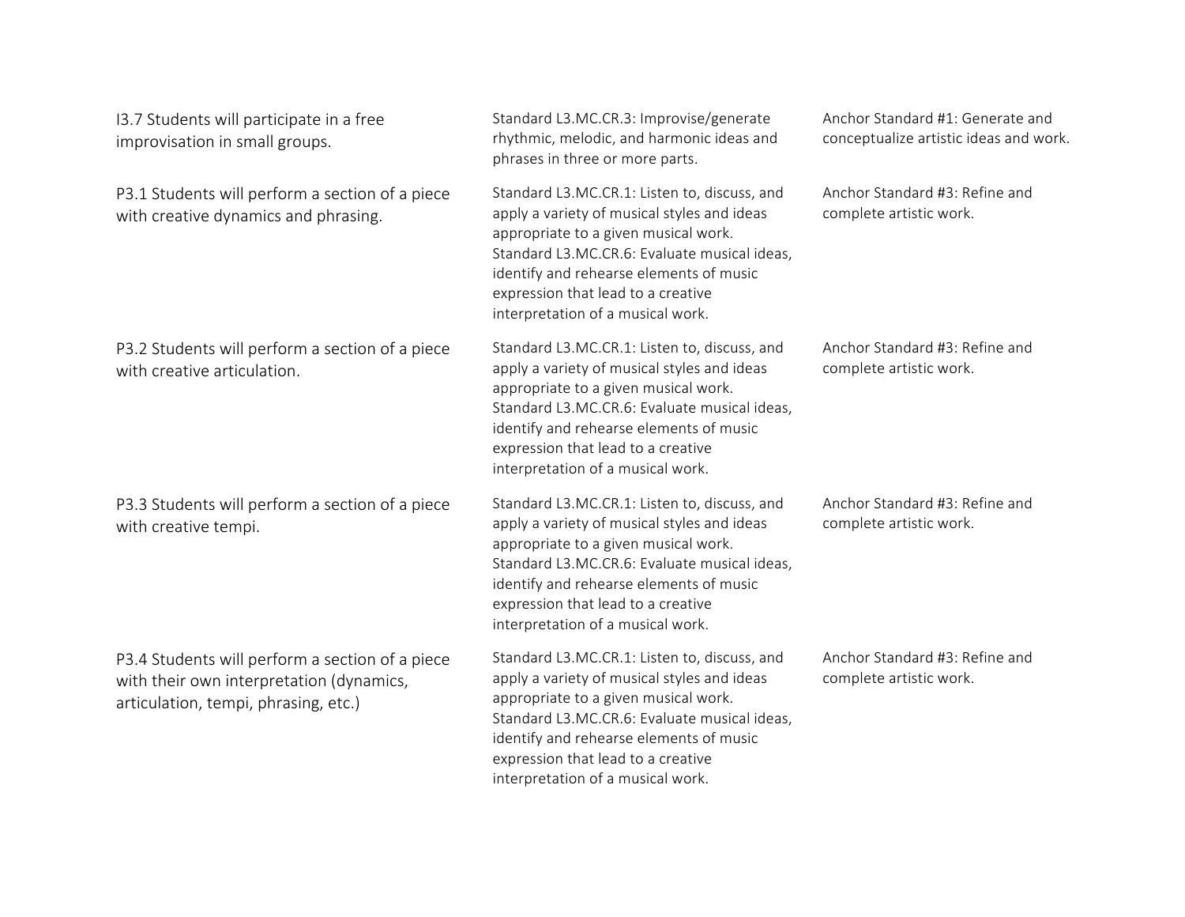| | | |
|---|---|---|
| I3.7 Students will participate in a free improvisation in small groups. | Standard L3.MC.CR.3: Improvise/generate rhythmic, melodic, and harmonic ideas and phrases in three or more parts. | Anchor Standard #1: Generate and conceptualize artistic ideas and work. |
| P3.1 Students will perform a section of a piece with creative dynamics and phrasing. | Standard L3.MC.CR.1: Listen to, discuss, and apply a variety of musical styles and ideas appropriate to a given musical work. Standard L3.MC.CR.6: Evaluate musical ideas, identify and rehearse elements of music expression that lead to a creative interpretation of a musical work. | Anchor Standard #3: Refine and complete artistic work. |
| P3.2 Students will perform a section of a piece with creative articulation. | Standard L3.MC.CR.1: Listen to, discuss, and apply a variety of musical styles and ideas appropriate to a given musical work. Standard L3.MC.CR.6: Evaluate musical ideas, identify and rehearse elements of music expression that lead to a creative interpretation of a musical work. | Anchor Standard #3: Refine and complete artistic work. |
| P3.3 Students will perform a section of a piece with creative tempi. | Standard L3.MC.CR.1: Listen to, discuss, and apply a variety of musical styles and ideas appropriate to a given musical work. Standard L3.MC.CR.6: Evaluate musical ideas, identify and rehearse elements of music expression that lead to a creative interpretation of a musical work. | Anchor Standard #3: Refine and complete artistic work. |
| P3.4 Students will perform a section of a piece with their own interpretation (dynamics, articulation, tempi, phrasing, etc.) | Standard L3.MC.CR.1: Listen to, discuss, and apply a variety of musical styles and ideas appropriate to a given musical work. Standard L3.MC.CR.6: Evaluate musical ideas, identify and rehearse elements of music expression that lead to a creative interpretation of a musical work. | Anchor Standard #3: Refine and complete artistic work. |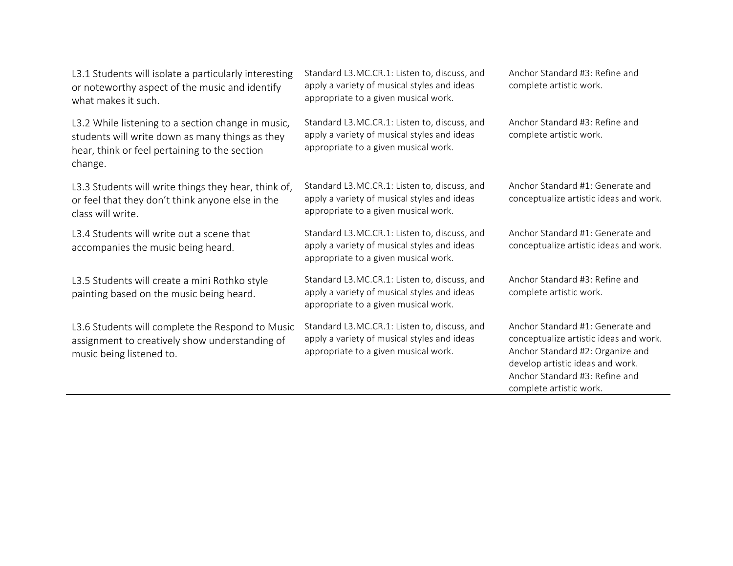| | | |
|---|---|---|
| L3.1 Students will isolate a particularly interesting or noteworthy aspect of the music and identify what makes it such. | Standard L3.MC.CR.1: Listen to, discuss, and apply a variety of musical styles and ideas appropriate to a given musical work. | Anchor Standard #3: Refine and complete artistic work. |
| L3.2 While listening to a section change in music, students will write down as many things as they hear, think or feel pertaining to the section change. | Standard L3.MC.CR.1: Listen to, discuss, and apply a variety of musical styles and ideas appropriate to a given musical work. | Anchor Standard #3: Refine and complete artistic work. |
| L3.3 Students will write things they hear, think of, or feel that they don't think anyone else in the class will write. | Standard L3.MC.CR.1: Listen to, discuss, and apply a variety of musical styles and ideas appropriate to a given musical work. | Anchor Standard #1: Generate and conceptualize artistic ideas and work. |
| L3.4 Students will write out a scene that accompanies the music being heard. | Standard L3.MC.CR.1: Listen to, discuss, and apply a variety of musical styles and ideas appropriate to a given musical work. | Anchor Standard #1: Generate and conceptualize artistic ideas and work. |
| L3.5 Students will create a mini Rothko style painting based on the music being heard. | Standard L3.MC.CR.1: Listen to, discuss, and apply a variety of musical styles and ideas appropriate to a given musical work. | Anchor Standard #3: Refine and complete artistic work. |
| L3.6 Students will complete the Respond to Music assignment to creatively show understanding of music being listened to. | Standard L3.MC.CR.1: Listen to, discuss, and apply a variety of musical styles and ideas appropriate to a given musical work. | Anchor Standard #1: Generate and conceptualize artistic ideas and work. Anchor Standard #2: Organize and develop artistic ideas and work. Anchor Standard #3: Refine and complete artistic work. |